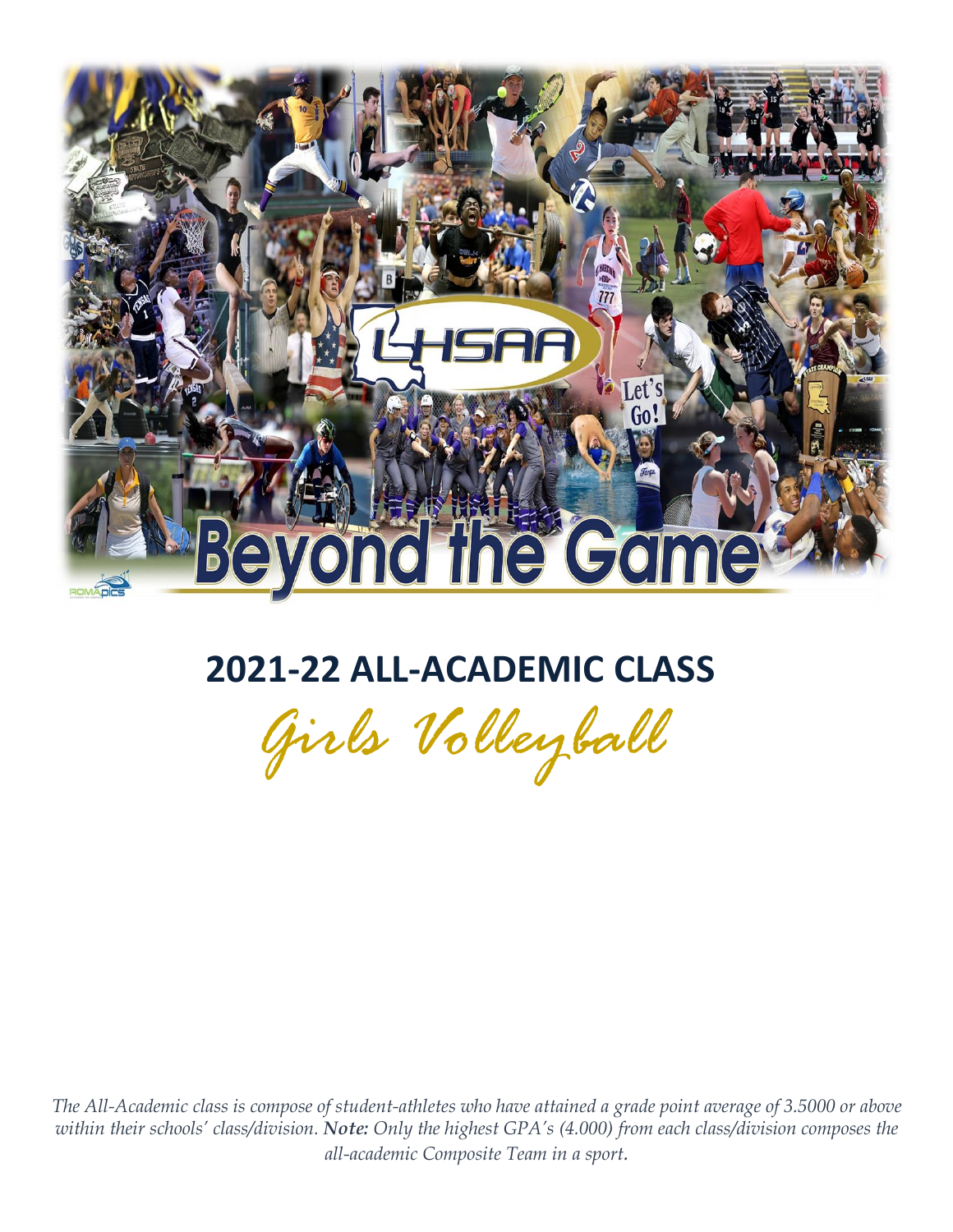# 2021-22 ALL-ACADEMIC CLASS

## *Girls Volleyball*

*The All-Academic class is compose of student-athletes who have attained a grade point average of 3.5000 or above within their schools' class/division. **Note:** Only the highest GPA's (4.000) from each class/division composes the all-academic Composite Team in a sport.*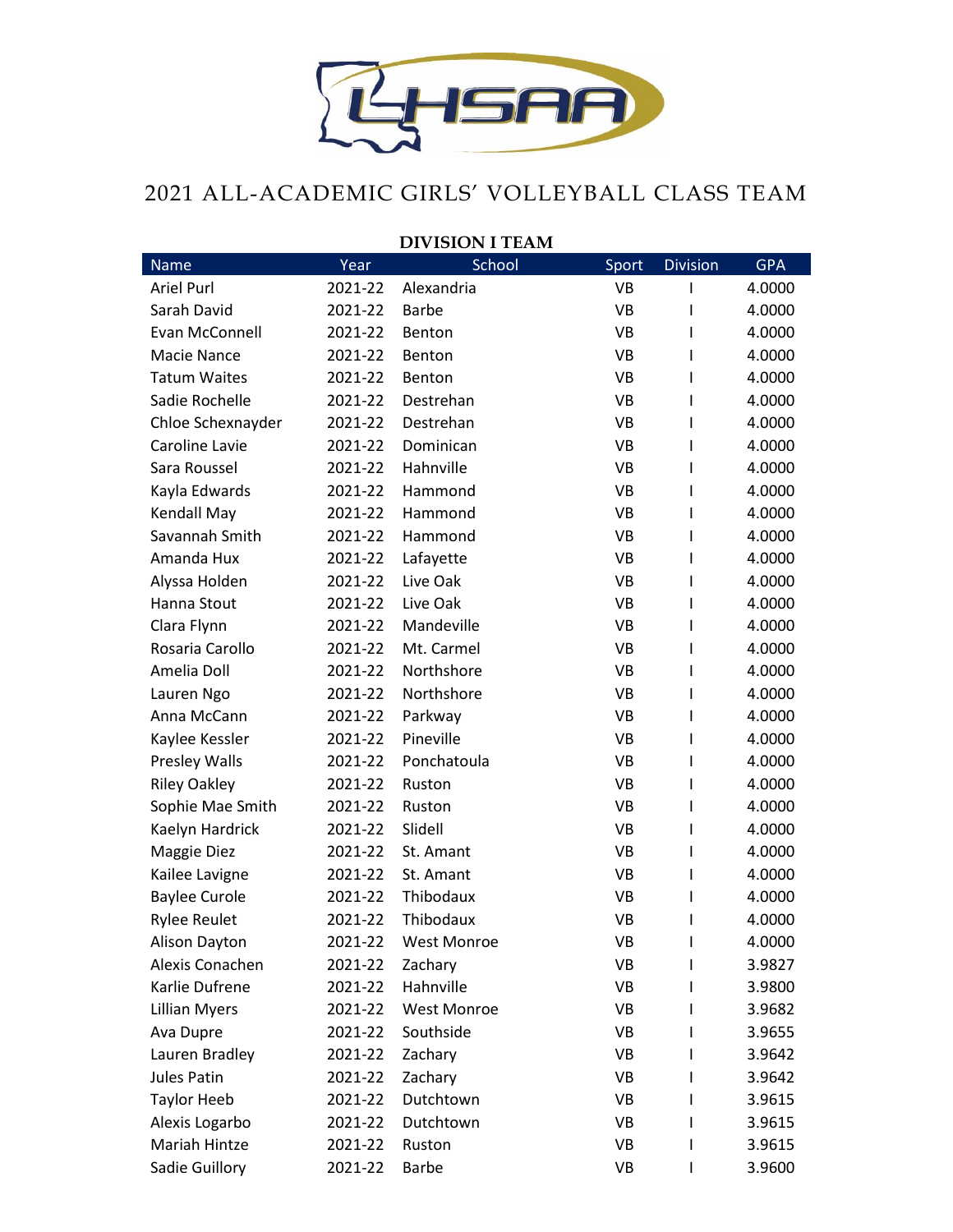# 2021 ALL-ACADEMIC GIRLS' VOLLEYBALL CLASS TEAM

## DIVISION I TEAM

| Name | Year | School | Sport | Division | GPA |
|---|---|---|---|---|---|
| Ariel Purl | 2021-22 | Alexandria | VB | I | 4.0000 |
| Sarah David | 2021-22 | Barbe | VB | I | 4.0000 |
| Evan McConnell | 2021-22 | Benton | VB | I | 4.0000 |
| Macie Nance | 2021-22 | Benton | VB | I | 4.0000 |
| Tatum Waites | 2021-22 | Benton | VB | I | 4.0000 |
| Sadie Rochelle | 2021-22 | Destrehan | VB | I | 4.0000 |
| Chloe Schexnayder | 2021-22 | Destrehan | VB | I | 4.0000 |
| Caroline Lavie | 2021-22 | Dominican | VB | I | 4.0000 |
| Sara Roussel | 2021-22 | Hahnville | VB | I | 4.0000 |
| Kayla Edwards | 2021-22 | Hammond | VB | I | 4.0000 |
| Kendall May | 2021-22 | Hammond | VB | I | 4.0000 |
| Savannah Smith | 2021-22 | Hammond | VB | I | 4.0000 |
| Amanda Hux | 2021-22 | Lafayette | VB | I | 4.0000 |
| Alyssa Holden | 2021-22 | Live Oak | VB | I | 4.0000 |
| Hanna Stout | 2021-22 | Live Oak | VB | I | 4.0000 |
| Clara Flynn | 2021-22 | Mandeville | VB | I | 4.0000 |
| Rosaria Carollo | 2021-22 | Mt. Carmel | VB | I | 4.0000 |
| Amelia Doll | 2021-22 | Northshore | VB | I | 4.0000 |
| Lauren Ngo | 2021-22 | Northshore | VB | I | 4.0000 |
| Anna McCann | 2021-22 | Parkway | VB | I | 4.0000 |
| Kaylee Kessler | 2021-22 | Pineville | VB | I | 4.0000 |
| Presley Walls | 2021-22 | Ponchatoula | VB | I | 4.0000 |
| Riley Oakley | 2021-22 | Ruston | VB | I | 4.0000 |
| Sophie Mae Smith | 2021-22 | Ruston | VB | I | 4.0000 |
| Kaelyn Hardrick | 2021-22 | Slidell | VB | I | 4.0000 |
| Maggie Diez | 2021-22 | St. Amant | VB | I | 4.0000 |
| Kailee Lavigne | 2021-22 | St. Amant | VB | I | 4.0000 |
| Baylee Curole | 2021-22 | Thibodaux | VB | I | 4.0000 |
| Rylee Reulet | 2021-22 | Thibodaux | VB | I | 4.0000 |
| Alison Dayton | 2021-22 | West Monroe | VB | I | 4.0000 |
| Alexis Conachen | 2021-22 | Zachary | VB | I | 3.9827 |
| Karlie Dufrene | 2021-22 | Hahnville | VB | I | 3.9800 |
| Lillian Myers | 2021-22 | West Monroe | VB | I | 3.9682 |
| Ava Dupre | 2021-22 | Southside | VB | I | 3.9655 |
| Lauren Bradley | 2021-22 | Zachary | VB | I | 3.9642 |
| Jules Patin | 2021-22 | Zachary | VB | I | 3.9642 |
| Taylor Heeb | 2021-22 | Dutchtown | VB | I | 3.9615 |
| Alexis Logarbo | 2021-22 | Dutchtown | VB | I | 3.9615 |
| Mariah Hintze | 2021-22 | Ruston | VB | I | 3.9615 |
| Sadie Guillory | 2021-22 | Barbe | VB | I | 3.9600 |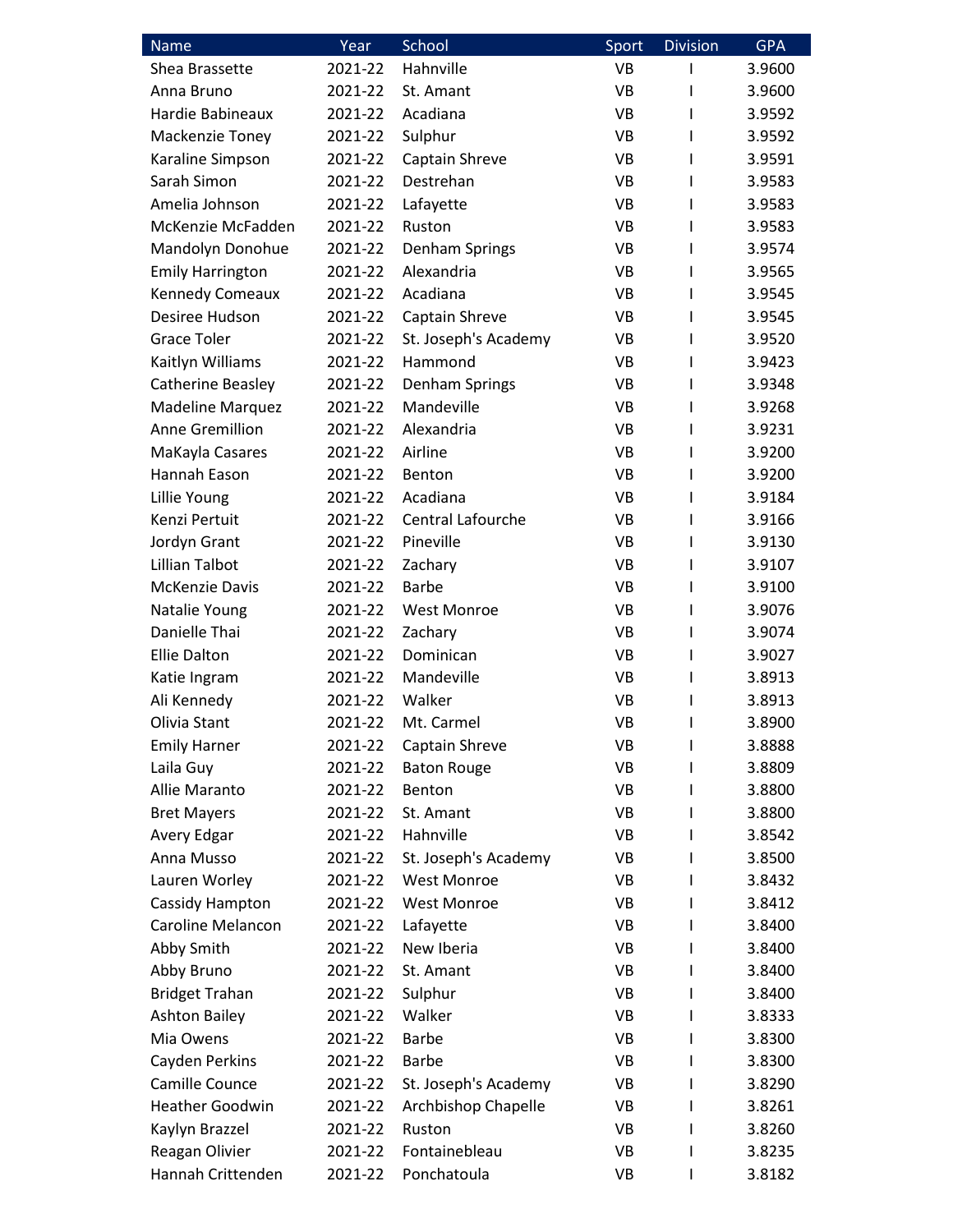| Name | Year | School | Sport | Division | GPA |
| --- | --- | --- | --- | --- | --- |
| Shea Brassette | 2021-22 | Hahnville | VB | I | 3.9600 |
| Anna Bruno | 2021-22 | St. Amant | VB | I | 3.9600 |
| Hardie Babineaux | 2021-22 | Acadiana | VB | I | 3.9592 |
| Mackenzie Toney | 2021-22 | Sulphur | VB | I | 3.9592 |
| Karaline Simpson | 2021-22 | Captain Shreve | VB | I | 3.9591 |
| Sarah Simon | 2021-22 | Destrehan | VB | I | 3.9583 |
| Amelia Johnson | 2021-22 | Lafayette | VB | I | 3.9583 |
| McKenzie McFadden | 2021-22 | Ruston | VB | I | 3.9583 |
| Mandolyn Donohue | 2021-22 | Denham Springs | VB | I | 3.9574 |
| Emily Harrington | 2021-22 | Alexandria | VB | I | 3.9565 |
| Kennedy Comeaux | 2021-22 | Acadiana | VB | I | 3.9545 |
| Desiree Hudson | 2021-22 | Captain Shreve | VB | I | 3.9545 |
| Grace Toler | 2021-22 | St. Joseph's Academy | VB | I | 3.9520 |
| Kaitlyn Williams | 2021-22 | Hammond | VB | I | 3.9423 |
| Catherine Beasley | 2021-22 | Denham Springs | VB | I | 3.9348 |
| Madeline Marquez | 2021-22 | Mandeville | VB | I | 3.9268 |
| Anne Gremillion | 2021-22 | Alexandria | VB | I | 3.9231 |
| MaKayla Casares | 2021-22 | Airline | VB | I | 3.9200 |
| Hannah Eason | 2021-22 | Benton | VB | I | 3.9200 |
| Lillie Young | 2021-22 | Acadiana | VB | I | 3.9184 |
| Kenzi Pertuit | 2021-22 | Central Lafourche | VB | I | 3.9166 |
| Jordyn Grant | 2021-22 | Pineville | VB | I | 3.9130 |
| Lillian Talbot | 2021-22 | Zachary | VB | I | 3.9107 |
| McKenzie Davis | 2021-22 | Barbe | VB | I | 3.9100 |
| Natalie Young | 2021-22 | West Monroe | VB | I | 3.9076 |
| Danielle Thai | 2021-22 | Zachary | VB | I | 3.9074 |
| Ellie Dalton | 2021-22 | Dominican | VB | I | 3.9027 |
| Katie Ingram | 2021-22 | Mandeville | VB | I | 3.8913 |
| Ali Kennedy | 2021-22 | Walker | VB | I | 3.8913 |
| Olivia Stant | 2021-22 | Mt. Carmel | VB | I | 3.8900 |
| Emily Harner | 2021-22 | Captain Shreve | VB | I | 3.8888 |
| Laila Guy | 2021-22 | Baton Rouge | VB | I | 3.8809 |
| Allie Maranto | 2021-22 | Benton | VB | I | 3.8800 |
| Bret Mayers | 2021-22 | St. Amant | VB | I | 3.8800 |
| Avery Edgar | 2021-22 | Hahnville | VB | I | 3.8542 |
| Anna Musso | 2021-22 | St. Joseph's Academy | VB | I | 3.8500 |
| Lauren Worley | 2021-22 | West Monroe | VB | I | 3.8432 |
| Cassidy Hampton | 2021-22 | West Monroe | VB | I | 3.8412 |
| Caroline Melancon | 2021-22 | Lafayette | VB | I | 3.8400 |
| Abby Smith | 2021-22 | New Iberia | VB | I | 3.8400 |
| Abby Bruno | 2021-22 | St. Amant | VB | I | 3.8400 |
| Bridget Trahan | 2021-22 | Sulphur | VB | I | 3.8400 |
| Ashton Bailey | 2021-22 | Walker | VB | I | 3.8333 |
| Mia Owens | 2021-22 | Barbe | VB | I | 3.8300 |
| Cayden Perkins | 2021-22 | Barbe | VB | I | 3.8300 |
| Camille Counce | 2021-22 | St. Joseph's Academy | VB | I | 3.8290 |
| Heather Goodwin | 2021-22 | Archbishop Chapelle | VB | I | 3.8261 |
| Kaylyn Brazzel | 2021-22 | Ruston | VB | I | 3.8260 |
| Reagan Olivier | 2021-22 | Fontainebleau | VB | I | 3.8235 |
| Hannah Crittenden | 2021-22 | Ponchatoula | VB | I | 3.8182 |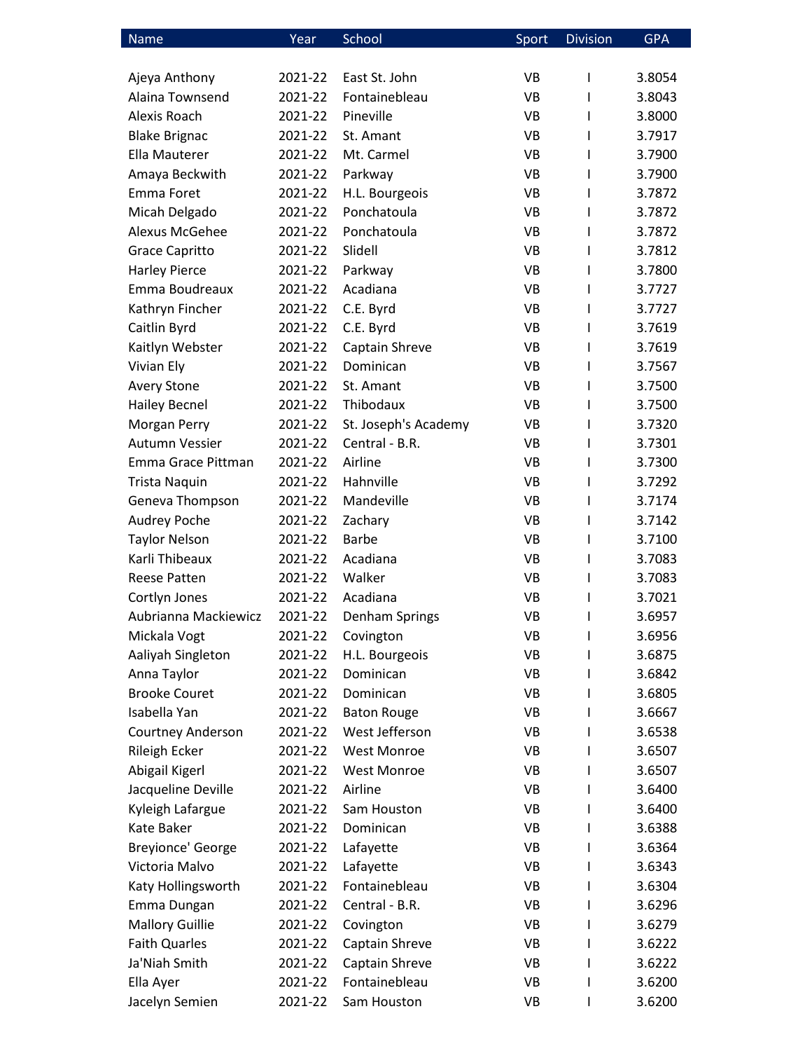| Name | Year | School | Sport | Division | GPA |
|---|---|---|---|---|---|
| Ajeya Anthony | 2021-22 | East St. John | VB | I | 3.8054 |
| Alaina Townsend | 2021-22 | Fontainebleau | VB | I | 3.8043 |
| Alexis Roach | 2021-22 | Pineville | VB | I | 3.8000 |
| Blake Brignac | 2021-22 | St. Amant | VB | I | 3.7917 |
| Ella Mauterer | 2021-22 | Mt. Carmel | VB | I | 3.7900 |
| Amaya Beckwith | 2021-22 | Parkway | VB | I | 3.7900 |
| Emma Foret | 2021-22 | H.L. Bourgeois | VB | I | 3.7872 |
| Micah Delgado | 2021-22 | Ponchatoula | VB | I | 3.7872 |
| Alexus McGehee | 2021-22 | Ponchatoula | VB | I | 3.7872 |
| Grace Capritto | 2021-22 | Slidell | VB | I | 3.7812 |
| Harley Pierce | 2021-22 | Parkway | VB | I | 3.7800 |
| Emma Boudreaux | 2021-22 | Acadiana | VB | I | 3.7727 |
| Kathryn Fincher | 2021-22 | C.E. Byrd | VB | I | 3.7727 |
| Caitlin Byrd | 2021-22 | C.E. Byrd | VB | I | 3.7619 |
| Kaitlyn Webster | 2021-22 | Captain Shreve | VB | I | 3.7619 |
| Vivian Ely | 2021-22 | Dominican | VB | I | 3.7567 |
| Avery Stone | 2021-22 | St. Amant | VB | I | 3.7500 |
| Hailey Becnel | 2021-22 | Thibodaux | VB | I | 3.7500 |
| Morgan Perry | 2021-22 | St. Joseph's Academy | VB | I | 3.7320 |
| Autumn Vessier | 2021-22 | Central - B.R. | VB | I | 3.7301 |
| Emma Grace Pittman | 2021-22 | Airline | VB | I | 3.7300 |
| Trista Naquin | 2021-22 | Hahnville | VB | I | 3.7292 |
| Geneva Thompson | 2021-22 | Mandeville | VB | I | 3.7174 |
| Audrey Poche | 2021-22 | Zachary | VB | I | 3.7142 |
| Taylor Nelson | 2021-22 | Barbe | VB | I | 3.7100 |
| Karli Thibeaux | 2021-22 | Acadiana | VB | I | 3.7083 |
| Reese Patten | 2021-22 | Walker | VB | I | 3.7083 |
| Cortlyn Jones | 2021-22 | Acadiana | VB | I | 3.7021 |
| Aubrianna Mackiewicz | 2021-22 | Denham Springs | VB | I | 3.6957 |
| Mickala Vogt | 2021-22 | Covington | VB | I | 3.6956 |
| Aaliyah Singleton | 2021-22 | H.L. Bourgeois | VB | I | 3.6875 |
| Anna Taylor | 2021-22 | Dominican | VB | I | 3.6842 |
| Brooke Couret | 2021-22 | Dominican | VB | I | 3.6805 |
| Isabella Yan | 2021-22 | Baton Rouge | VB | I | 3.6667 |
| Courtney Anderson | 2021-22 | West Jefferson | VB | I | 3.6538 |
| Rileigh Ecker | 2021-22 | West Monroe | VB | I | 3.6507 |
| Abigail Kigerl | 2021-22 | West Monroe | VB | I | 3.6507 |
| Jacqueline Deville | 2021-22 | Airline | VB | I | 3.6400 |
| Kyleigh Lafargue | 2021-22 | Sam Houston | VB | I | 3.6400 |
| Kate Baker | 2021-22 | Dominican | VB | I | 3.6388 |
| Breyionce' George | 2021-22 | Lafayette | VB | I | 3.6364 |
| Victoria Malvo | 2021-22 | Lafayette | VB | I | 3.6343 |
| Katy Hollingsworth | 2021-22 | Fontainebleau | VB | I | 3.6304 |
| Emma Dungan | 2021-22 | Central - B.R. | VB | I | 3.6296 |
| Mallory Guillie | 2021-22 | Covington | VB | I | 3.6279 |
| Faith Quarles | 2021-22 | Captain Shreve | VB | I | 3.6222 |
| Ja'Niah Smith | 2021-22 | Captain Shreve | VB | I | 3.6222 |
| Ella Ayer | 2021-22 | Fontainebleau | VB | I | 3.6200 |
| Jacelyn Semien | 2021-22 | Sam Houston | VB | I | 3.6200 |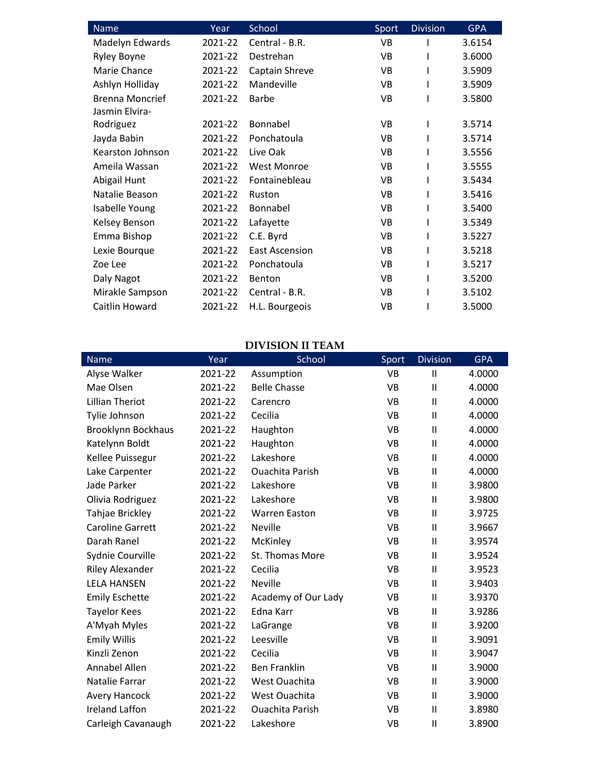| Name | Year | School | Sport | Division | GPA |
|---|---|---|---|---|---|
| Madelyn Edwards | 2021-22 | Central - B.R. | VB | I | 3.6154 |
| Ryley Boyne | 2021-22 | Destrehan | VB | I | 3.6000 |
| Marie Chance | 2021-22 | Captain Shreve | VB | I | 3.5909 |
| Ashlyn Holliday | 2021-22 | Mandeville | VB | I | 3.5909 |
| Brenna Moncrief | 2021-22 | Barbe | VB | I | 3.5800 |
| Jasmin Elvira-Rodriguez | 2021-22 | Bonnabel | VB | I | 3.5714 |
| Jayda Babin | 2021-22 | Ponchatoula | VB | I | 3.5714 |
| Kearston Johnson | 2021-22 | Live Oak | VB | I | 3.5556 |
| Ameila Wassan | 2021-22 | West Monroe | VB | I | 3.5555 |
| Abigail Hunt | 2021-22 | Fontainebleau | VB | I | 3.5434 |
| Natalie Beason | 2021-22 | Ruston | VB | I | 3.5416 |
| Isabelle Young | 2021-22 | Bonnabel | VB | I | 3.5400 |
| Kelsey Benson | 2021-22 | Lafayette | VB | I | 3.5349 |
| Emma Bishop | 2021-22 | C.E. Byrd | VB | I | 3.5227 |
| Lexie Bourque | 2021-22 | East Ascension | VB | I | 3.5218 |
| Zoe Lee | 2021-22 | Ponchatoula | VB | I | 3.5217 |
| Daly Nagot | 2021-22 | Benton | VB | I | 3.5200 |
| Mirakle Sampson | 2021-22 | Central - B.R. | VB | I | 3.5102 |
| Caitlin Howard | 2021-22 | H.L. Bourgeois | VB | I | 3.5000 |

## DIVISION II TEAM

| Name | Year | School | Sport | Division | GPA |
|---|---|---|---|---|---|
| Alyse Walker | 2021-22 | Assumption | VB | II | 4.0000 |
| Mae Olsen | 2021-22 | Belle Chasse | VB | II | 4.0000 |
| Lillian Theriot | 2021-22 | Carencro | VB | II | 4.0000 |
| Tylie Johnson | 2021-22 | Cecilia | VB | II | 4.0000 |
| Brooklynn Bockhaus | 2021-22 | Haughton | VB | II | 4.0000 |
| Katelynn Boldt | 2021-22 | Haughton | VB | II | 4.0000 |
| Kellee Puissegur | 2021-22 | Lakeshore | VB | II | 4.0000 |
| Lake Carpenter | 2021-22 | Ouachita Parish | VB | II | 4.0000 |
| Jade Parker | 2021-22 | Lakeshore | VB | II | 3.9800 |
| Olivia Rodriguez | 2021-22 | Lakeshore | VB | II | 3.9800 |
| Tahjae Brickley | 2021-22 | Warren Easton | VB | II | 3.9725 |
| Caroline Garrett | 2021-22 | Neville | VB | II | 3.9667 |
| Darah Ranel | 2021-22 | McKinley | VB | II | 3.9574 |
| Sydnie Courville | 2021-22 | St. Thomas More | VB | II | 3.9524 |
| Riley Alexander | 2021-22 | Cecilia | VB | II | 3.9523 |
| LELA HANSEN | 2021-22 | Neville | VB | II | 3.9403 |
| Emily Eschette | 2021-22 | Academy of Our Lady | VB | II | 3.9370 |
| Tayelor Kees | 2021-22 | Edna Karr | VB | II | 3.9286 |
| A'Myah Myles | 2021-22 | LaGrange | VB | II | 3.9200 |
| Emily Willis | 2021-22 | Leesville | VB | II | 3.9091 |
| Kinzli Zenon | 2021-22 | Cecilia | VB | II | 3.9047 |
| Annabel Allen | 2021-22 | Ben Franklin | VB | II | 3.9000 |
| Natalie Farrar | 2021-22 | West Ouachita | VB | II | 3.9000 |
| Avery Hancock | 2021-22 | West Ouachita | VB | II | 3.9000 |
| Ireland Laffon | 2021-22 | Ouachita Parish | VB | II | 3.8980 |
| Carleigh Cavanaugh | 2021-22 | Lakeshore | VB | II | 3.8900 |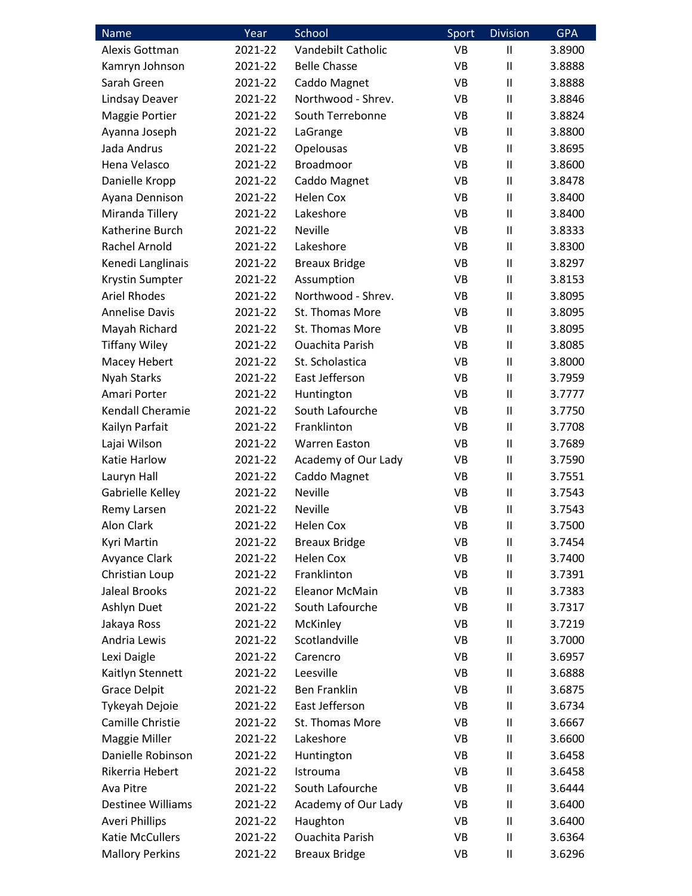| Name | Year | School | Sport | Division | GPA |
|---|---|---|---|---|---|
| Alexis Gottman | 2021-22 | Vandebilt Catholic | VB | II | 3.8900 |
| Kamryn Johnson | 2021-22 | Belle Chasse | VB | II | 3.8888 |
| Sarah Green | 2021-22 | Caddo Magnet | VB | II | 3.8888 |
| Lindsay Deaver | 2021-22 | Northwood - Shrev. | VB | II | 3.8846 |
| Maggie Portier | 2021-22 | South Terrebonne | VB | II | 3.8824 |
| Ayanna Joseph | 2021-22 | LaGrange | VB | II | 3.8800 |
| Jada Andrus | 2021-22 | Opelousas | VB | II | 3.8695 |
| Hena Velasco | 2021-22 | Broadmoor | VB | II | 3.8600 |
| Danielle Kropp | 2021-22 | Caddo Magnet | VB | II | 3.8478 |
| Ayana Dennison | 2021-22 | Helen Cox | VB | II | 3.8400 |
| Miranda Tillery | 2021-22 | Lakeshore | VB | II | 3.8400 |
| Katherine Burch | 2021-22 | Neville | VB | II | 3.8333 |
| Rachel Arnold | 2021-22 | Lakeshore | VB | II | 3.8300 |
| Kenedi Langlinais | 2021-22 | Breaux Bridge | VB | II | 3.8297 |
| Krystin Sumpter | 2021-22 | Assumption | VB | II | 3.8153 |
| Ariel Rhodes | 2021-22 | Northwood - Shrev. | VB | II | 3.8095 |
| Annelise Davis | 2021-22 | St. Thomas More | VB | II | 3.8095 |
| Mayah Richard | 2021-22 | St. Thomas More | VB | II | 3.8095 |
| Tiffany Wiley | 2021-22 | Ouachita Parish | VB | II | 3.8085 |
| Macey Hebert | 2021-22 | St. Scholastica | VB | II | 3.8000 |
| Nyah Starks | 2021-22 | East Jefferson | VB | II | 3.7959 |
| Amari Porter | 2021-22 | Huntington | VB | II | 3.7777 |
| Kendall Cheramie | 2021-22 | South Lafourche | VB | II | 3.7750 |
| Kailyn Parfait | 2021-22 | Franklinton | VB | II | 3.7708 |
| Lajai Wilson | 2021-22 | Warren Easton | VB | II | 3.7689 |
| Katie Harlow | 2021-22 | Academy of Our Lady | VB | II | 3.7590 |
| Lauryn Hall | 2021-22 | Caddo Magnet | VB | II | 3.7551 |
| Gabrielle Kelley | 2021-22 | Neville | VB | II | 3.7543 |
| Remy Larsen | 2021-22 | Neville | VB | II | 3.7543 |
| Alon Clark | 2021-22 | Helen Cox | VB | II | 3.7500 |
| Kyri Martin | 2021-22 | Breaux Bridge | VB | II | 3.7454 |
| Avyance Clark | 2021-22 | Helen Cox | VB | II | 3.7400 |
| Christian Loup | 2021-22 | Franklinton | VB | II | 3.7391 |
| Jaleal Brooks | 2021-22 | Eleanor McMain | VB | II | 3.7383 |
| Ashlyn Duet | 2021-22 | South Lafourche | VB | II | 3.7317 |
| Jakaya Ross | 2021-22 | McKinley | VB | II | 3.7219 |
| Andria Lewis | 2021-22 | Scotlandville | VB | II | 3.7000 |
| Lexi Daigle | 2021-22 | Carencro | VB | II | 3.6957 |
| Kaitlyn Stennett | 2021-22 | Leesville | VB | II | 3.6888 |
| Grace Delpit | 2021-22 | Ben Franklin | VB | II | 3.6875 |
| Tykeyah Dejoie | 2021-22 | East Jefferson | VB | II | 3.6734 |
| Camille Christie | 2021-22 | St. Thomas More | VB | II | 3.6667 |
| Maggie Miller | 2021-22 | Lakeshore | VB | II | 3.6600 |
| Danielle Robinson | 2021-22 | Huntington | VB | II | 3.6458 |
| Rikerria Hebert | 2021-22 | Istrouma | VB | II | 3.6458 |
| Ava Pitre | 2021-22 | South Lafourche | VB | II | 3.6444 |
| Destinee Williams | 2021-22 | Academy of Our Lady | VB | II | 3.6400 |
| Averi Phillips | 2021-22 | Haughton | VB | II | 3.6400 |
| Katie McCullers | 2021-22 | Ouachita Parish | VB | II | 3.6364 |
| Mallory Perkins | 2021-22 | Breaux Bridge | VB | II | 3.6296 |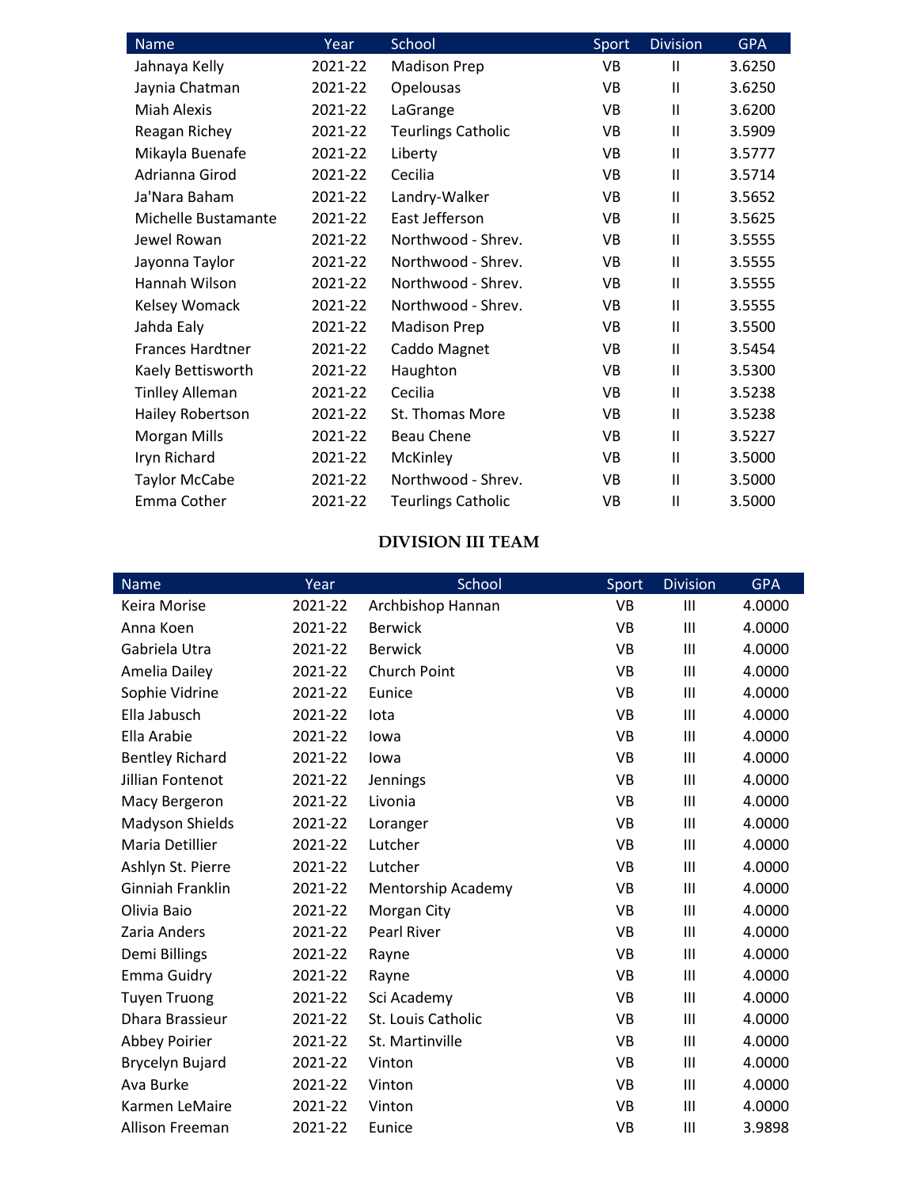| Name | Year | School | Sport | Division | GPA |
|---|---|---|---|---|---|
| Jahnaya Kelly | 2021-22 | Madison Prep | VB | II | 3.6250 |
| Jaynia Chatman | 2021-22 | Opelousas | VB | II | 3.6250 |
| Miah Alexis | 2021-22 | LaGrange | VB | II | 3.6200 |
| Reagan Richey | 2021-22 | Teurlings Catholic | VB | II | 3.5909 |
| Mikayla Buenafe | 2021-22 | Liberty | VB | II | 3.5777 |
| Adrianna Girod | 2021-22 | Cecilia | VB | II | 3.5714 |
| Ja'Nara Baham | 2021-22 | Landry-Walker | VB | II | 3.5652 |
| Michelle Bustamante | 2021-22 | East Jefferson | VB | II | 3.5625 |
| Jewel Rowan | 2021-22 | Northwood - Shrev. | VB | II | 3.5555 |
| Jayonna Taylor | 2021-22 | Northwood - Shrev. | VB | II | 3.5555 |
| Hannah Wilson | 2021-22 | Northwood - Shrev. | VB | II | 3.5555 |
| Kelsey Womack | 2021-22 | Northwood - Shrev. | VB | II | 3.5555 |
| Jahda Ealy | 2021-22 | Madison Prep | VB | II | 3.5500 |
| Frances Hardtner | 2021-22 | Caddo Magnet | VB | II | 3.5454 |
| Kaely Bettisworth | 2021-22 | Haughton | VB | II | 3.5300 |
| Tinlley Alleman | 2021-22 | Cecilia | VB | II | 3.5238 |
| Hailey Robertson | 2021-22 | St. Thomas More | VB | II | 3.5238 |
| Morgan Mills | 2021-22 | Beau Chene | VB | II | 3.5227 |
| Iryn Richard | 2021-22 | McKinley | VB | II | 3.5000 |
| Taylor McCabe | 2021-22 | Northwood - Shrev. | VB | II | 3.5000 |
| Emma Cother | 2021-22 | Teurlings Catholic | VB | II | 3.5000 |

## DIVISION III TEAM

| Name | Year | School | Sport | Division | GPA |
|---|---|---|---|---|---|
| Keira Morise | 2021-22 | Archbishop Hannan | VB | III | 4.0000 |
| Anna Koen | 2021-22 | Berwick | VB | III | 4.0000 |
| Gabriela Utra | 2021-22 | Berwick | VB | III | 4.0000 |
| Amelia Dailey | 2021-22 | Church Point | VB | III | 4.0000 |
| Sophie Vidrine | 2021-22 | Eunice | VB | III | 4.0000 |
| Ella Jabusch | 2021-22 | Iota | VB | III | 4.0000 |
| Ella Arabie | 2021-22 | Iowa | VB | III | 4.0000 |
| Bentley Richard | 2021-22 | Iowa | VB | III | 4.0000 |
| Jillian Fontenot | 2021-22 | Jennings | VB | III | 4.0000 |
| Macy Bergeron | 2021-22 | Livonia | VB | III | 4.0000 |
| Madyson Shields | 2021-22 | Loranger | VB | III | 4.0000 |
| Maria Detillier | 2021-22 | Lutcher | VB | III | 4.0000 |
| Ashlyn St. Pierre | 2021-22 | Lutcher | VB | III | 4.0000 |
| Ginniah Franklin | 2021-22 | Mentorship Academy | VB | III | 4.0000 |
| Olivia Baio | 2021-22 | Morgan City | VB | III | 4.0000 |
| Zaria Anders | 2021-22 | Pearl River | VB | III | 4.0000 |
| Demi Billings | 2021-22 | Rayne | VB | III | 4.0000 |
| Emma Guidry | 2021-22 | Rayne | VB | III | 4.0000 |
| Tuyen Truong | 2021-22 | Sci Academy | VB | III | 4.0000 |
| Dhara Brassieur | 2021-22 | St. Louis Catholic | VB | III | 4.0000 |
| Abbey Poirier | 2021-22 | St. Martinville | VB | III | 4.0000 |
| Brycelyn Bujard | 2021-22 | Vinton | VB | III | 4.0000 |
| Ava Burke | 2021-22 | Vinton | VB | III | 4.0000 |
| Karmen LeMaire | 2021-22 | Vinton | VB | III | 4.0000 |
| Allison Freeman | 2021-22 | Eunice | VB | III | 3.9898 |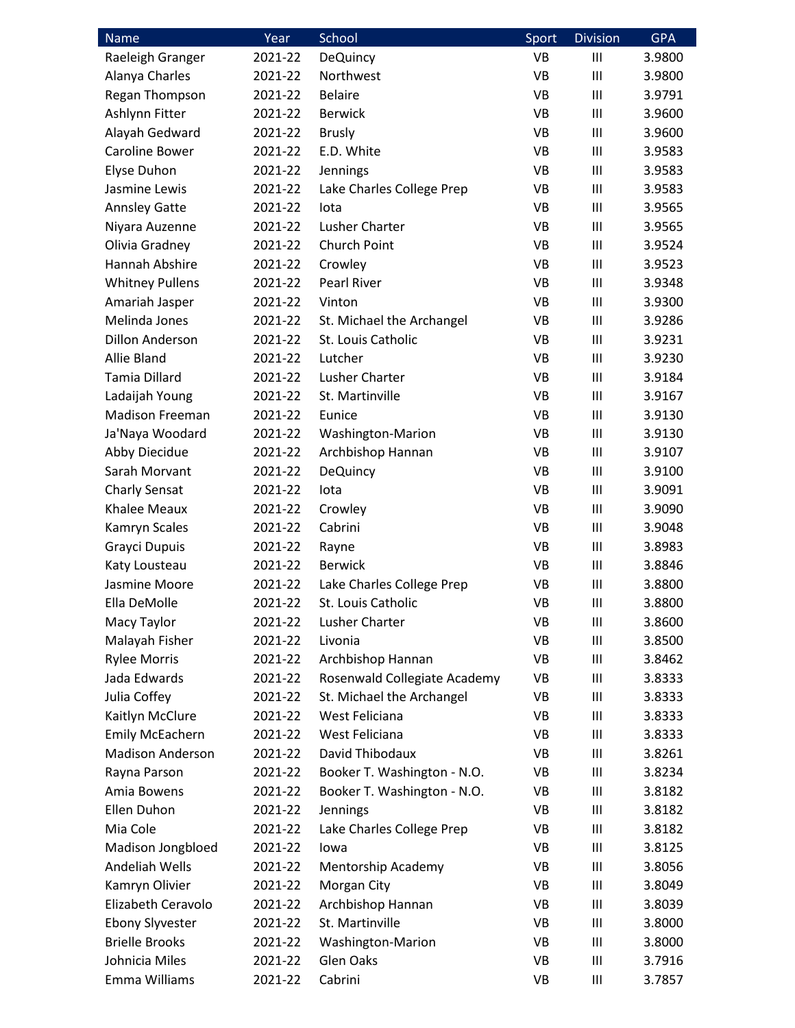| Name | Year | School | Sport | Division | GPA |
| --- | --- | --- | --- | --- | --- |
| Raeleigh Granger | 2021-22 | DeQuincy | VB | III | 3.9800 |
| Alanya Charles | 2021-22 | Northwest | VB | III | 3.9800 |
| Regan Thompson | 2021-22 | Belaire | VB | III | 3.9791 |
| Ashlynn Fitter | 2021-22 | Berwick | VB | III | 3.9600 |
| Alayah Gedward | 2021-22 | Brusly | VB | III | 3.9600 |
| Caroline Bower | 2021-22 | E.D. White | VB | III | 3.9583 |
| Elyse Duhon | 2021-22 | Jennings | VB | III | 3.9583 |
| Jasmine Lewis | 2021-22 | Lake Charles College Prep | VB | III | 3.9583 |
| Annsley Gatte | 2021-22 | Iota | VB | III | 3.9565 |
| Niyara Auzenne | 2021-22 | Lusher Charter | VB | III | 3.9565 |
| Olivia Gradney | 2021-22 | Church Point | VB | III | 3.9524 |
| Hannah Abshire | 2021-22 | Crowley | VB | III | 3.9523 |
| Whitney Pullens | 2021-22 | Pearl River | VB | III | 3.9348 |
| Amariah Jasper | 2021-22 | Vinton | VB | III | 3.9300 |
| Melinda Jones | 2021-22 | St. Michael the Archangel | VB | III | 3.9286 |
| Dillon Anderson | 2021-22 | St. Louis Catholic | VB | III | 3.9231 |
| Allie Bland | 2021-22 | Lutcher | VB | III | 3.9230 |
| Tamia Dillard | 2021-22 | Lusher Charter | VB | III | 3.9184 |
| Ladaijah Young | 2021-22 | St. Martinville | VB | III | 3.9167 |
| Madison Freeman | 2021-22 | Eunice | VB | III | 3.9130 |
| Ja'Naya Woodard | 2021-22 | Washington-Marion | VB | III | 3.9130 |
| Abby Diecidue | 2021-22 | Archbishop Hannan | VB | III | 3.9107 |
| Sarah Morvant | 2021-22 | DeQuincy | VB | III | 3.9100 |
| Charly Sensat | 2021-22 | Iota | VB | III | 3.9091 |
| Khalee Meaux | 2021-22 | Crowley | VB | III | 3.9090 |
| Kamryn Scales | 2021-22 | Cabrini | VB | III | 3.9048 |
| Grayci Dupuis | 2021-22 | Rayne | VB | III | 3.8983 |
| Katy Lousteau | 2021-22 | Berwick | VB | III | 3.8846 |
| Jasmine Moore | 2021-22 | Lake Charles College Prep | VB | III | 3.8800 |
| Ella DeMolle | 2021-22 | St. Louis Catholic | VB | III | 3.8800 |
| Macy Taylor | 2021-22 | Lusher Charter | VB | III | 3.8600 |
| Malayah Fisher | 2021-22 | Livonia | VB | III | 3.8500 |
| Rylee Morris | 2021-22 | Archbishop Hannan | VB | III | 3.8462 |
| Jada Edwards | 2021-22 | Rosenwald Collegiate Academy | VB | III | 3.8333 |
| Julia Coffey | 2021-22 | St. Michael the Archangel | VB | III | 3.8333 |
| Kaitlyn McClure | 2021-22 | West Feliciana | VB | III | 3.8333 |
| Emily McEachern | 2021-22 | West Feliciana | VB | III | 3.8333 |
| Madison Anderson | 2021-22 | David Thibodaux | VB | III | 3.8261 |
| Rayna Parson | 2021-22 | Booker T. Washington - N.O. | VB | III | 3.8234 |
| Amia Bowens | 2021-22 | Booker T. Washington - N.O. | VB | III | 3.8182 |
| Ellen Duhon | 2021-22 | Jennings | VB | III | 3.8182 |
| Mia Cole | 2021-22 | Lake Charles College Prep | VB | III | 3.8182 |
| Madison Jongbloed | 2021-22 | Iowa | VB | III | 3.8125 |
| Andeliah Wells | 2021-22 | Mentorship Academy | VB | III | 3.8056 |
| Kamryn Olivier | 2021-22 | Morgan City | VB | III | 3.8049 |
| Elizabeth Ceravolo | 2021-22 | Archbishop Hannan | VB | III | 3.8039 |
| Ebony Slyvester | 2021-22 | St. Martinville | VB | III | 3.8000 |
| Brielle Brooks | 2021-22 | Washington-Marion | VB | III | 3.8000 |
| Johnicia Miles | 2021-22 | Glen Oaks | VB | III | 3.7916 |
| Emma Williams | 2021-22 | Cabrini | VB | III | 3.7857 |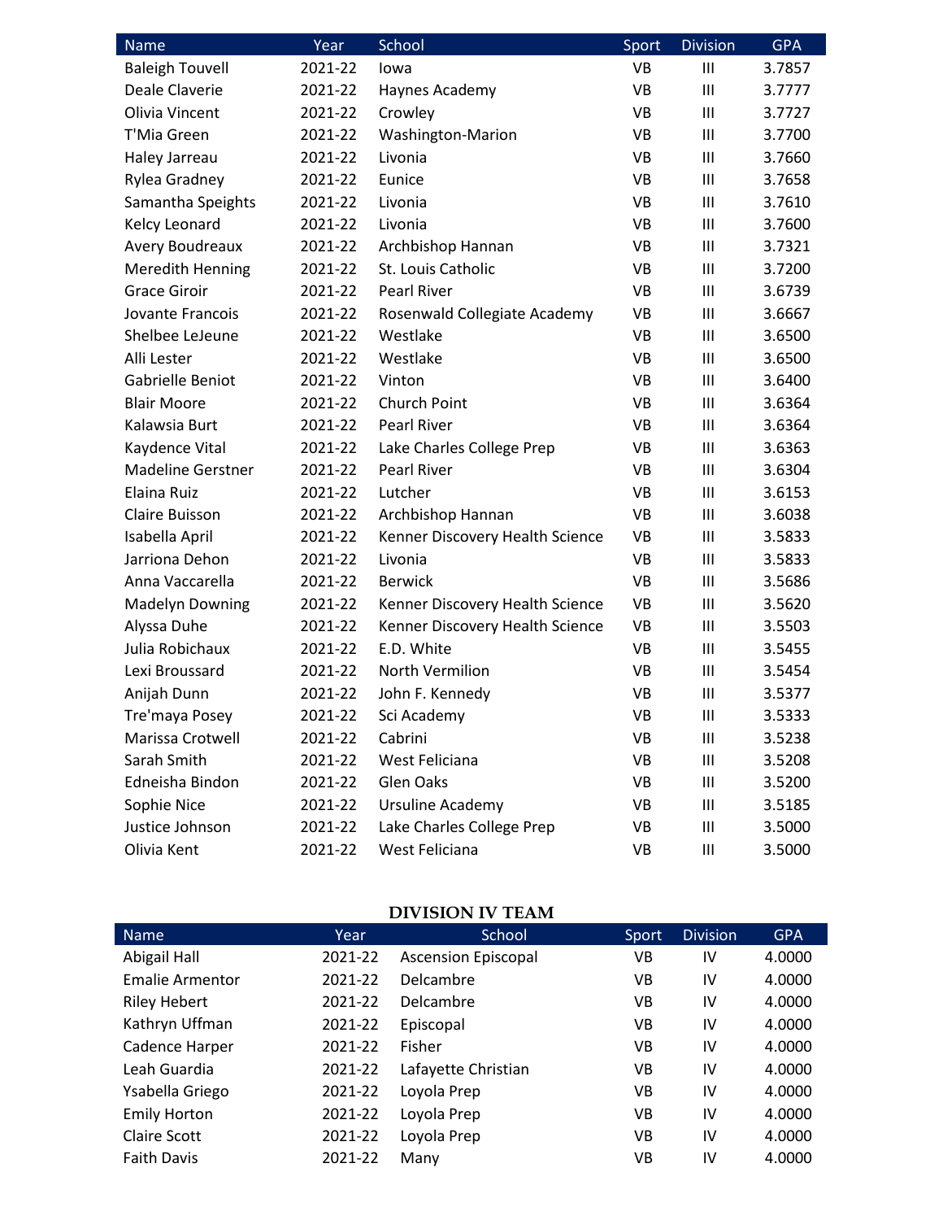| Name | Year | School | Sport | Division | GPA |
|---|---|---|---|---|---|
| Baleigh Touvell | 2021-22 | Iowa | VB | III | 3.7857 |
| Deale Claverie | 2021-22 | Haynes Academy | VB | III | 3.7777 |
| Olivia Vincent | 2021-22 | Crowley | VB | III | 3.7727 |
| T'Mia Green | 2021-22 | Washington-Marion | VB | III | 3.7700 |
| Haley Jarreau | 2021-22 | Livonia | VB | III | 3.7660 |
| Rylea Gradney | 2021-22 | Eunice | VB | III | 3.7658 |
| Samantha Speights | 2021-22 | Livonia | VB | III | 3.7610 |
| Kelcy Leonard | 2021-22 | Livonia | VB | III | 3.7600 |
| Avery Boudreaux | 2021-22 | Archbishop Hannan | VB | III | 3.7321 |
| Meredith Henning | 2021-22 | St. Louis Catholic | VB | III | 3.7200 |
| Grace Giroir | 2021-22 | Pearl River | VB | III | 3.6739 |
| Jovante Francois | 2021-22 | Rosenwald Collegiate Academy | VB | III | 3.6667 |
| Shelbee LeJeune | 2021-22 | Westlake | VB | III | 3.6500 |
| Alli Lester | 2021-22 | Westlake | VB | III | 3.6500 |
| Gabrielle Beniot | 2021-22 | Vinton | VB | III | 3.6400 |
| Blair Moore | 2021-22 | Church Point | VB | III | 3.6364 |
| Kalawsia Burt | 2021-22 | Pearl River | VB | III | 3.6364 |
| Kaydence Vital | 2021-22 | Lake Charles College Prep | VB | III | 3.6363 |
| Madeline Gerstner | 2021-22 | Pearl River | VB | III | 3.6304 |
| Elaina Ruiz | 2021-22 | Lutcher | VB | III | 3.6153 |
| Claire Buisson | 2021-22 | Archbishop Hannan | VB | III | 3.6038 |
| Isabella April | 2021-22 | Kenner Discovery Health Science | VB | III | 3.5833 |
| Jarriona Dehon | 2021-22 | Livonia | VB | III | 3.5833 |
| Anna Vaccarella | 2021-22 | Berwick | VB | III | 3.5686 |
| Madelyn Downing | 2021-22 | Kenner Discovery Health Science | VB | III | 3.5620 |
| Alyssa Duhe | 2021-22 | Kenner Discovery Health Science | VB | III | 3.5503 |
| Julia Robichaux | 2021-22 | E.D. White | VB | III | 3.5455 |
| Lexi Broussard | 2021-22 | North Vermilion | VB | III | 3.5454 |
| Anijah Dunn | 2021-22 | John F. Kennedy | VB | III | 3.5377 |
| Tre'maya Posey | 2021-22 | Sci Academy | VB | III | 3.5333 |
| Marissa Crotwell | 2021-22 | Cabrini | VB | III | 3.5238 |
| Sarah Smith | 2021-22 | West Feliciana | VB | III | 3.5208 |
| Edneisha Bindon | 2021-22 | Glen Oaks | VB | III | 3.5200 |
| Sophie Nice | 2021-22 | Ursuline Academy | VB | III | 3.5185 |
| Justice Johnson | 2021-22 | Lake Charles College Prep | VB | III | 3.5000 |
| Olivia Kent | 2021-22 | West Feliciana | VB | III | 3.5000 |

## DIVISION IV TEAM

| Name | Year | School | Sport | Division | GPA |
|---|---|---|---|---|---|
| Abigail Hall | 2021-22 | Ascension Episcopal | VB | IV | 4.0000 |
| Emalie Armentor | 2021-22 | Delcambre | VB | IV | 4.0000 |
| Riley Hebert | 2021-22 | Delcambre | VB | IV | 4.0000 |
| Kathryn Uffman | 2021-22 | Episcopal | VB | IV | 4.0000 |
| Cadence Harper | 2021-22 | Fisher | VB | IV | 4.0000 |
| Leah Guardia | 2021-22 | Lafayette Christian | VB | IV | 4.0000 |
| Ysabella Griego | 2021-22 | Loyola Prep | VB | IV | 4.0000 |
| Emily Horton | 2021-22 | Loyola Prep | VB | IV | 4.0000 |
| Claire Scott | 2021-22 | Loyola Prep | VB | IV | 4.0000 |
| Faith Davis | 2021-22 | Many | VB | IV | 4.0000 |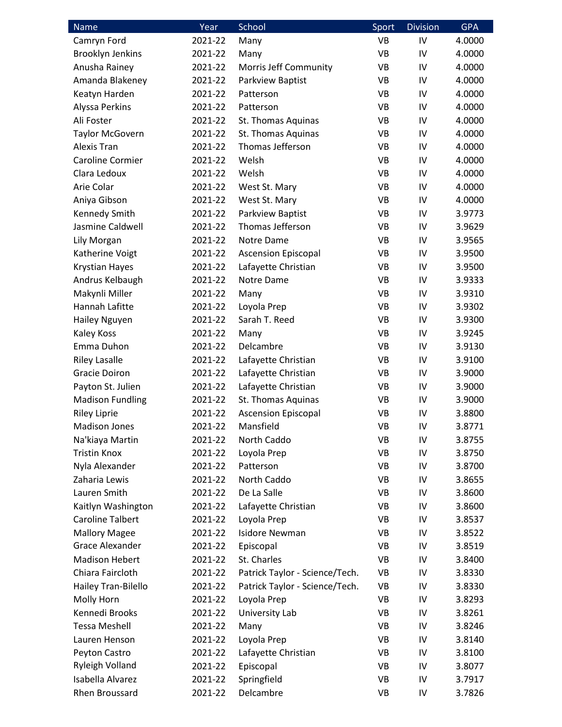| Name | Year | School | Sport | Division | GPA |
|---|---|---|---|---|---|
| Camryn Ford | 2021-22 | Many | VB | IV | 4.0000 |
| Brooklyn Jenkins | 2021-22 | Many | VB | IV | 4.0000 |
| Anusha Rainey | 2021-22 | Morris Jeff Community | VB | IV | 4.0000 |
| Amanda Blakeney | 2021-22 | Parkview Baptist | VB | IV | 4.0000 |
| Keatyn Harden | 2021-22 | Patterson | VB | IV | 4.0000 |
| Alyssa Perkins | 2021-22 | Patterson | VB | IV | 4.0000 |
| Ali Foster | 2021-22 | St. Thomas Aquinas | VB | IV | 4.0000 |
| Taylor McGovern | 2021-22 | St. Thomas Aquinas | VB | IV | 4.0000 |
| Alexis Tran | 2021-22 | Thomas Jefferson | VB | IV | 4.0000 |
| Caroline Cormier | 2021-22 | Welsh | VB | IV | 4.0000 |
| Clara Ledoux | 2021-22 | Welsh | VB | IV | 4.0000 |
| Arie Colar | 2021-22 | West St. Mary | VB | IV | 4.0000 |
| Aniya Gibson | 2021-22 | West St. Mary | VB | IV | 4.0000 |
| Kennedy Smith | 2021-22 | Parkview Baptist | VB | IV | 3.9773 |
| Jasmine Caldwell | 2021-22 | Thomas Jefferson | VB | IV | 3.9629 |
| Lily Morgan | 2021-22 | Notre Dame | VB | IV | 3.9565 |
| Katherine Voigt | 2021-22 | Ascension Episcopal | VB | IV | 3.9500 |
| Krystian Hayes | 2021-22 | Lafayette Christian | VB | IV | 3.9500 |
| Andrus Kelbaugh | 2021-22 | Notre Dame | VB | IV | 3.9333 |
| Makynli Miller | 2021-22 | Many | VB | IV | 3.9310 |
| Hannah Lafitte | 2021-22 | Loyola Prep | VB | IV | 3.9302 |
| Hailey Nguyen | 2021-22 | Sarah T. Reed | VB | IV | 3.9300 |
| Kaley Koss | 2021-22 | Many | VB | IV | 3.9245 |
| Emma Duhon | 2021-22 | Delcambre | VB | IV | 3.9130 |
| Riley Lasalle | 2021-22 | Lafayette Christian | VB | IV | 3.9100 |
| Gracie Doiron | 2021-22 | Lafayette Christian | VB | IV | 3.9000 |
| Payton St. Julien | 2021-22 | Lafayette Christian | VB | IV | 3.9000 |
| Madison Fundling | 2021-22 | St. Thomas Aquinas | VB | IV | 3.9000 |
| Riley Liprie | 2021-22 | Ascension Episcopal | VB | IV | 3.8800 |
| Madison Jones | 2021-22 | Mansfield | VB | IV | 3.8771 |
| Na'kiaya Martin | 2021-22 | North Caddo | VB | IV | 3.8755 |
| Tristin Knox | 2021-22 | Loyola Prep | VB | IV | 3.8750 |
| Nyla Alexander | 2021-22 | Patterson | VB | IV | 3.8700 |
| Zaharia Lewis | 2021-22 | North Caddo | VB | IV | 3.8655 |
| Lauren Smith | 2021-22 | De La Salle | VB | IV | 3.8600 |
| Kaitlyn Washington | 2021-22 | Lafayette Christian | VB | IV | 3.8600 |
| Caroline Talbert | 2021-22 | Loyola Prep | VB | IV | 3.8537 |
| Mallory Magee | 2021-22 | Isidore Newman | VB | IV | 3.8522 |
| Grace Alexander | 2021-22 | Episcopal | VB | IV | 3.8519 |
| Madison Hebert | 2021-22 | St. Charles | VB | IV | 3.8400 |
| Chiara Faircloth | 2021-22 | Patrick Taylor - Science/Tech. | VB | IV | 3.8330 |
| Hailey Tran-Bilello | 2021-22 | Patrick Taylor - Science/Tech. | VB | IV | 3.8330 |
| Molly Horn | 2021-22 | Loyola Prep | VB | IV | 3.8293 |
| Kennedi Brooks | 2021-22 | University Lab | VB | IV | 3.8261 |
| Tessa Meshell | 2021-22 | Many | VB | IV | 3.8246 |
| Lauren Henson | 2021-22 | Loyola Prep | VB | IV | 3.8140 |
| Peyton Castro | 2021-22 | Lafayette Christian | VB | IV | 3.8100 |
| Ryleigh Volland | 2021-22 | Episcopal | VB | IV | 3.8077 |
| Isabella Alvarez | 2021-22 | Springfield | VB | IV | 3.7917 |
| Rhen Broussard | 2021-22 | Delcambre | VB | IV | 3.7826 |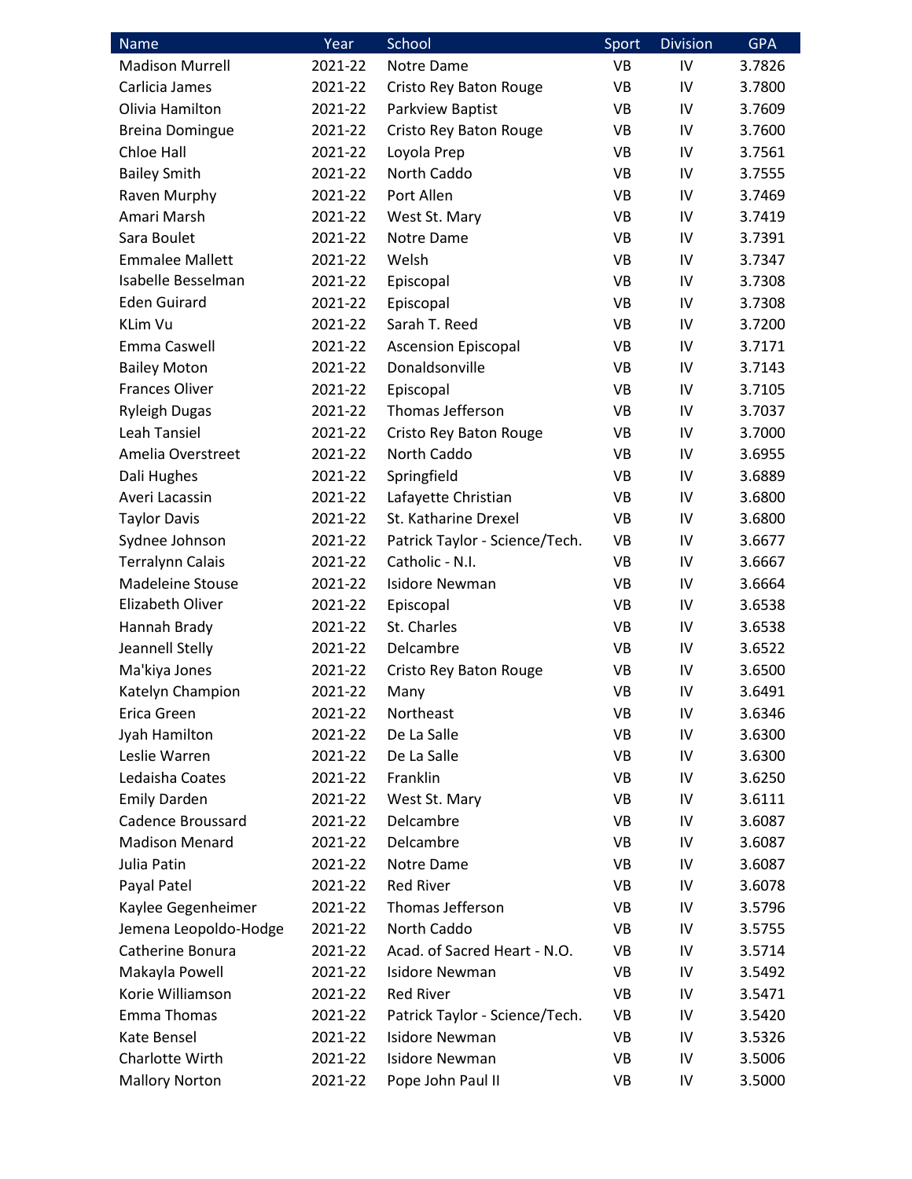| Name | Year | School | Sport | Division | GPA |
|---|---|---|---|---|---|
| Madison Murrell | 2021-22 | Notre Dame | VB | IV | 3.7826 |
| Carlicia James | 2021-22 | Cristo Rey Baton Rouge | VB | IV | 3.7800 |
| Olivia Hamilton | 2021-22 | Parkview Baptist | VB | IV | 3.7609 |
| Breina Domingue | 2021-22 | Cristo Rey Baton Rouge | VB | IV | 3.7600 |
| Chloe Hall | 2021-22 | Loyola Prep | VB | IV | 3.7561 |
| Bailey Smith | 2021-22 | North Caddo | VB | IV | 3.7555 |
| Raven Murphy | 2021-22 | Port Allen | VB | IV | 3.7469 |
| Amari Marsh | 2021-22 | West St. Mary | VB | IV | 3.7419 |
| Sara Boulet | 2021-22 | Notre Dame | VB | IV | 3.7391 |
| Emmalee Mallett | 2021-22 | Welsh | VB | IV | 3.7347 |
| Isabelle Besselman | 2021-22 | Episcopal | VB | IV | 3.7308 |
| Eden Guirard | 2021-22 | Episcopal | VB | IV | 3.7308 |
| KLim Vu | 2021-22 | Sarah T. Reed | VB | IV | 3.7200 |
| Emma Caswell | 2021-22 | Ascension Episcopal | VB | IV | 3.7171 |
| Bailey Moton | 2021-22 | Donaldsonville | VB | IV | 3.7143 |
| Frances Oliver | 2021-22 | Episcopal | VB | IV | 3.7105 |
| Ryleigh Dugas | 2021-22 | Thomas Jefferson | VB | IV | 3.7037 |
| Leah Tansiel | 2021-22 | Cristo Rey Baton Rouge | VB | IV | 3.7000 |
| Amelia Overstreet | 2021-22 | North Caddo | VB | IV | 3.6955 |
| Dali Hughes | 2021-22 | Springfield | VB | IV | 3.6889 |
| Averi Lacassin | 2021-22 | Lafayette Christian | VB | IV | 3.6800 |
| Taylor Davis | 2021-22 | St. Katharine Drexel | VB | IV | 3.6800 |
| Sydnee Johnson | 2021-22 | Patrick Taylor - Science/Tech. | VB | IV | 3.6677 |
| Terralynn Calais | 2021-22 | Catholic - N.I. | VB | IV | 3.6667 |
| Madeleine Stouse | 2021-22 | Isidore Newman | VB | IV | 3.6664 |
| Elizabeth Oliver | 2021-22 | Episcopal | VB | IV | 3.6538 |
| Hannah Brady | 2021-22 | St. Charles | VB | IV | 3.6538 |
| Jeannell Stelly | 2021-22 | Delcambre | VB | IV | 3.6522 |
| Ma'kiya Jones | 2021-22 | Cristo Rey Baton Rouge | VB | IV | 3.6500 |
| Katelyn Champion | 2021-22 | Many | VB | IV | 3.6491 |
| Erica Green | 2021-22 | Northeast | VB | IV | 3.6346 |
| Jyah Hamilton | 2021-22 | De La Salle | VB | IV | 3.6300 |
| Leslie Warren | 2021-22 | De La Salle | VB | IV | 3.6300 |
| Ledaisha Coates | 2021-22 | Franklin | VB | IV | 3.6250 |
| Emily Darden | 2021-22 | West St. Mary | VB | IV | 3.6111 |
| Cadence Broussard | 2021-22 | Delcambre | VB | IV | 3.6087 |
| Madison Menard | 2021-22 | Delcambre | VB | IV | 3.6087 |
| Julia Patin | 2021-22 | Notre Dame | VB | IV | 3.6087 |
| Payal Patel | 2021-22 | Red River | VB | IV | 3.6078 |
| Kaylee Gegenheimer | 2021-22 | Thomas Jefferson | VB | IV | 3.5796 |
| Jemena Leopoldo-Hodge | 2021-22 | North Caddo | VB | IV | 3.5755 |
| Catherine Bonura | 2021-22 | Acad. of Sacred Heart - N.O. | VB | IV | 3.5714 |
| Makayla Powell | 2021-22 | Isidore Newman | VB | IV | 3.5492 |
| Korie Williamson | 2021-22 | Red River | VB | IV | 3.5471 |
| Emma Thomas | 2021-22 | Patrick Taylor - Science/Tech. | VB | IV | 3.5420 |
| Kate Bensel | 2021-22 | Isidore Newman | VB | IV | 3.5326 |
| Charlotte Wirth | 2021-22 | Isidore Newman | VB | IV | 3.5006 |
| Mallory Norton | 2021-22 | Pope John Paul II | VB | IV | 3.5000 |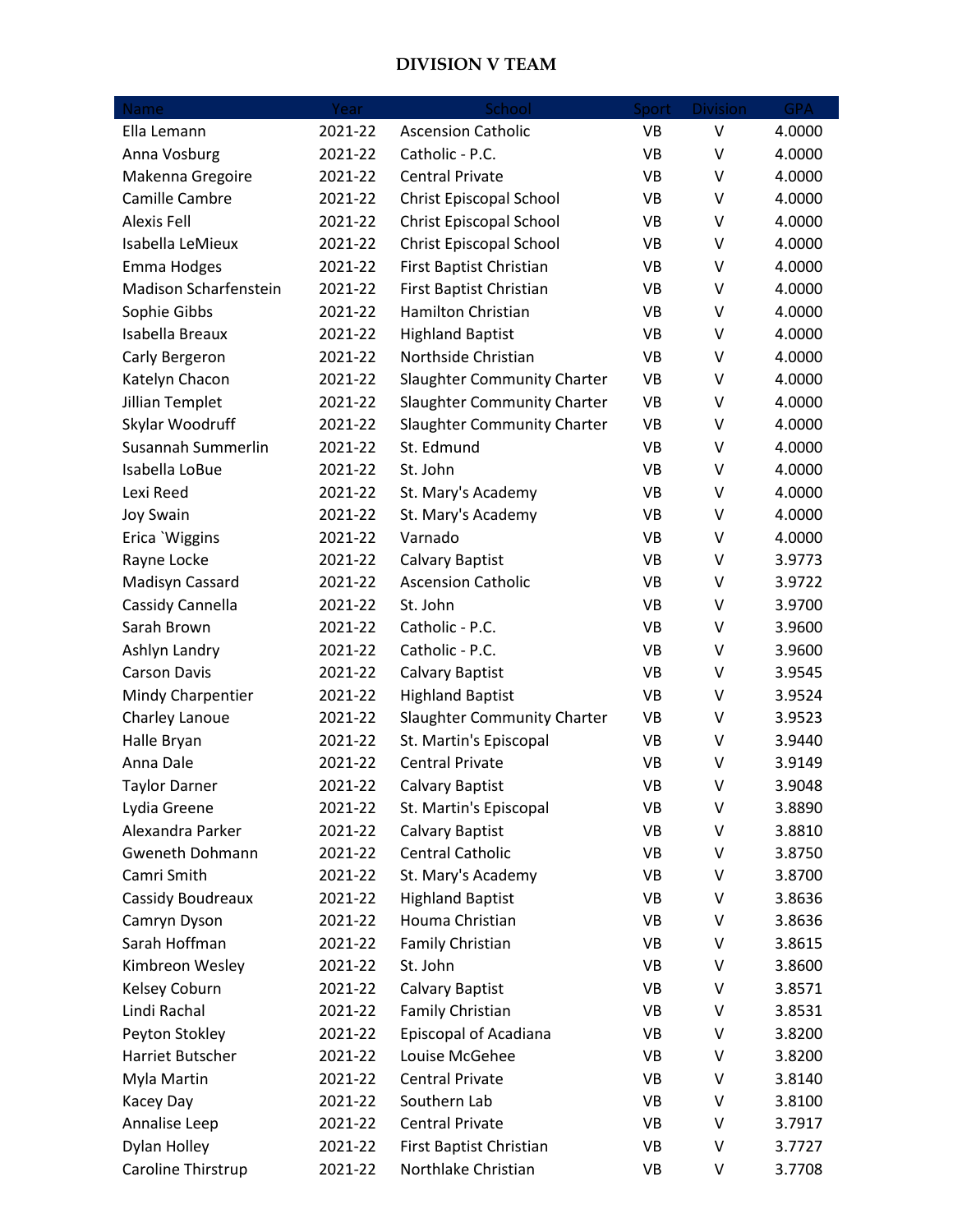## DIVISION V TEAM

| Name | Year | School | Sport | Division | GPA |
|---|---|---|---|---|---|
| Ella Lemann | 2021-22 | Ascension Catholic | VB | V | 4.0000 |
| Anna Vosburg | 2021-22 | Catholic - P.C. | VB | V | 4.0000 |
| Makenna Gregoire | 2021-22 | Central Private | VB | V | 4.0000 |
| Camille Cambre | 2021-22 | Christ Episcopal School | VB | V | 4.0000 |
| Alexis Fell | 2021-22 | Christ Episcopal School | VB | V | 4.0000 |
| Isabella LeMieux | 2021-22 | Christ Episcopal School | VB | V | 4.0000 |
| Emma Hodges | 2021-22 | First Baptist Christian | VB | V | 4.0000 |
| Madison Scharfenstein | 2021-22 | First Baptist Christian | VB | V | 4.0000 |
| Sophie Gibbs | 2021-22 | Hamilton Christian | VB | V | 4.0000 |
| Isabella Breaux | 2021-22 | Highland Baptist | VB | V | 4.0000 |
| Carly Bergeron | 2021-22 | Northside Christian | VB | V | 4.0000 |
| Katelyn Chacon | 2021-22 | Slaughter Community Charter | VB | V | 4.0000 |
| Jillian Templet | 2021-22 | Slaughter Community Charter | VB | V | 4.0000 |
| Skylar Woodruff | 2021-22 | Slaughter Community Charter | VB | V | 4.0000 |
| Susannah Summerlin | 2021-22 | St. Edmund | VB | V | 4.0000 |
| Isabella LoBue | 2021-22 | St. John | VB | V | 4.0000 |
| Lexi Reed | 2021-22 | St. Mary's Academy | VB | V | 4.0000 |
| Joy Swain | 2021-22 | St. Mary's Academy | VB | V | 4.0000 |
| Erica `Wiggins | 2021-22 | Varnado | VB | V | 4.0000 |
| Rayne Locke | 2021-22 | Calvary Baptist | VB | V | 3.9773 |
| Madisyn Cassard | 2021-22 | Ascension Catholic | VB | V | 3.9722 |
| Cassidy Cannella | 2021-22 | St. John | VB | V | 3.9700 |
| Sarah Brown | 2021-22 | Catholic - P.C. | VB | V | 3.9600 |
| Ashlyn Landry | 2021-22 | Catholic - P.C. | VB | V | 3.9600 |
| Carson Davis | 2021-22 | Calvary Baptist | VB | V | 3.9545 |
| Mindy Charpentier | 2021-22 | Highland Baptist | VB | V | 3.9524 |
| Charley Lanoue | 2021-22 | Slaughter Community Charter | VB | V | 3.9523 |
| Halle Bryan | 2021-22 | St. Martin's Episcopal | VB | V | 3.9440 |
| Anna Dale | 2021-22 | Central Private | VB | V | 3.9149 |
| Taylor Darner | 2021-22 | Calvary Baptist | VB | V | 3.9048 |
| Lydia Greene | 2021-22 | St. Martin's Episcopal | VB | V | 3.8890 |
| Alexandra Parker | 2021-22 | Calvary Baptist | VB | V | 3.8810 |
| Gweneth Dohmann | 2021-22 | Central Catholic | VB | V | 3.8750 |
| Camri Smith | 2021-22 | St. Mary's Academy | VB | V | 3.8700 |
| Cassidy Boudreaux | 2021-22 | Highland Baptist | VB | V | 3.8636 |
| Camryn Dyson | 2021-22 | Houma Christian | VB | V | 3.8636 |
| Sarah Hoffman | 2021-22 | Family Christian | VB | V | 3.8615 |
| Kimbreon Wesley | 2021-22 | St. John | VB | V | 3.8600 |
| Kelsey Coburn | 2021-22 | Calvary Baptist | VB | V | 3.8571 |
| Lindi Rachal | 2021-22 | Family Christian | VB | V | 3.8531 |
| Peyton Stokley | 2021-22 | Episcopal of Acadiana | VB | V | 3.8200 |
| Harriet Butscher | 2021-22 | Louise McGehee | VB | V | 3.8200 |
| Myla Martin | 2021-22 | Central Private | VB | V | 3.8140 |
| Kacey Day | 2021-22 | Southern Lab | VB | V | 3.8100 |
| Annalise Leep | 2021-22 | Central Private | VB | V | 3.7917 |
| Dylan Holley | 2021-22 | First Baptist Christian | VB | V | 3.7727 |
| Caroline Thirstrup | 2021-22 | Northlake Christian | VB | V | 3.7708 |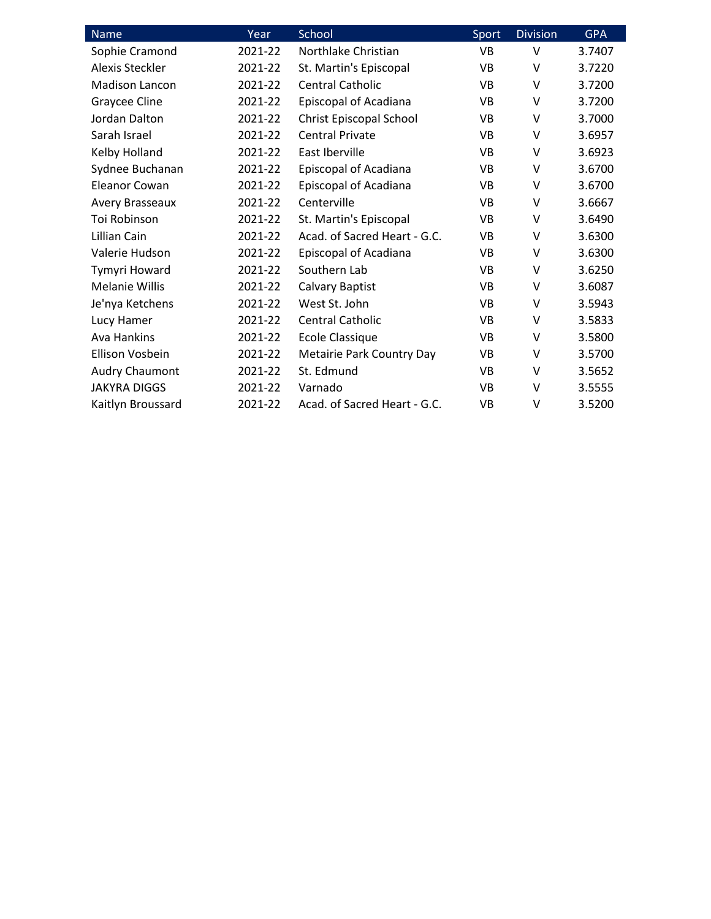| Name | Year | School | Sport | Division | GPA |
|---|---|---|---|---|---|
| Sophie Cramond | 2021-22 | Northlake Christian | VB | V | 3.7407 |
| Alexis Steckler | 2021-22 | St. Martin's Episcopal | VB | V | 3.7220 |
| Madison Lancon | 2021-22 | Central Catholic | VB | V | 3.7200 |
| Graycee Cline | 2021-22 | Episcopal of Acadiana | VB | V | 3.7200 |
| Jordan Dalton | 2021-22 | Christ Episcopal School | VB | V | 3.7000 |
| Sarah Israel | 2021-22 | Central Private | VB | V | 3.6957 |
| Kelby Holland | 2021-22 | East Iberville | VB | V | 3.6923 |
| Sydnee Buchanan | 2021-22 | Episcopal of Acadiana | VB | V | 3.6700 |
| Eleanor Cowan | 2021-22 | Episcopal of Acadiana | VB | V | 3.6700 |
| Avery Brasseaux | 2021-22 | Centerville | VB | V | 3.6667 |
| Toi Robinson | 2021-22 | St. Martin's Episcopal | VB | V | 3.6490 |
| Lillian Cain | 2021-22 | Acad. of Sacred Heart - G.C. | VB | V | 3.6300 |
| Valerie Hudson | 2021-22 | Episcopal of Acadiana | VB | V | 3.6300 |
| Tymyri Howard | 2021-22 | Southern Lab | VB | V | 3.6250 |
| Melanie Willis | 2021-22 | Calvary Baptist | VB | V | 3.6087 |
| Je'nya Ketchens | 2021-22 | West St. John | VB | V | 3.5943 |
| Lucy Hamer | 2021-22 | Central Catholic | VB | V | 3.5833 |
| Ava Hankins | 2021-22 | Ecole Classique | VB | V | 3.5800 |
| Ellison Vosbein | 2021-22 | Metairie Park Country Day | VB | V | 3.5700 |
| Audry Chaumont | 2021-22 | St. Edmund | VB | V | 3.5652 |
| JAKYRA DIGGS | 2021-22 | Varnado | VB | V | 3.5555 |
| Kaitlyn Broussard | 2021-22 | Acad. of Sacred Heart - G.C. | VB | V | 3.5200 |